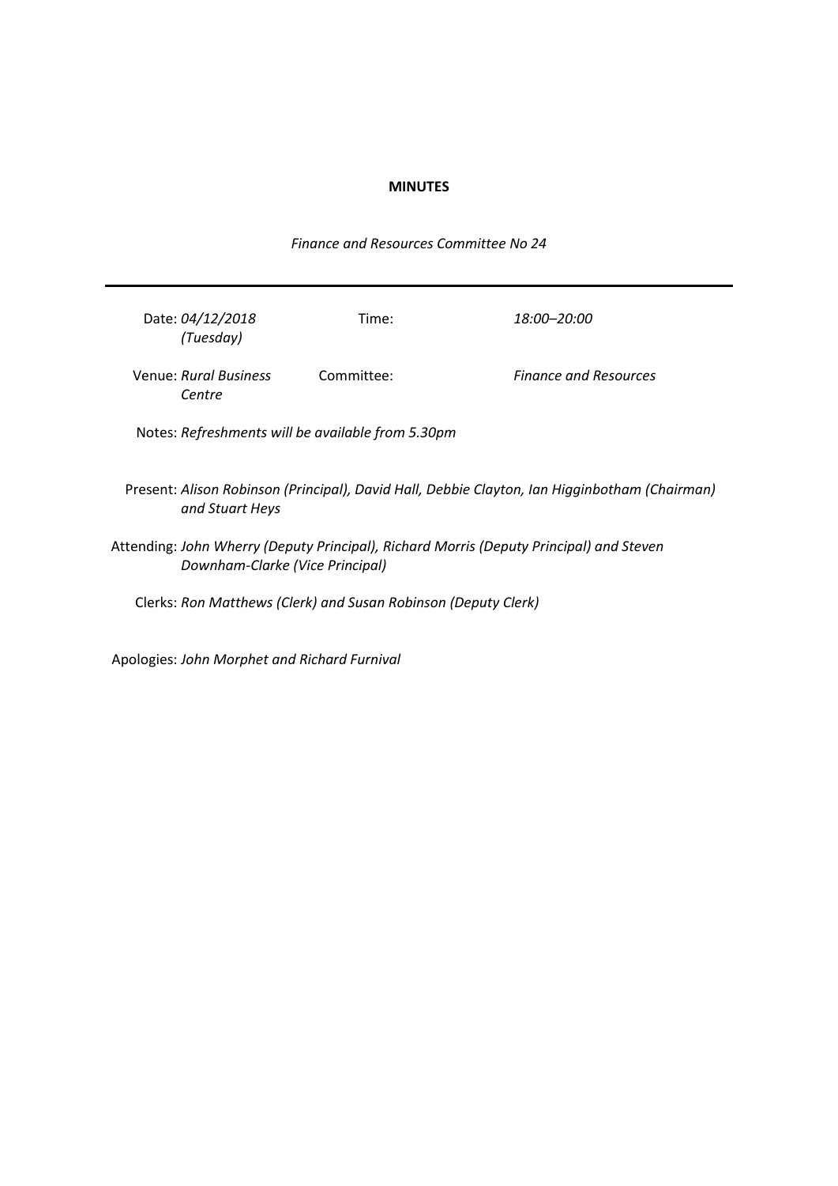**MINUTES**

*Finance and Resources Committee No 24*

---

Date: *04/12/2018 (Tuesday)*

Time: *18:00–20:00*

Venue: *Rural Business Centre*

Committee: *Finance and Resources*

Notes: *Refreshments will be available from 5.30pm*

Present: *Alison Robinson (Principal), David Hall, Debbie Clayton, Ian Higginbotham (Chairman) and Stuart Heys*

Attending: *John Wherry (Deputy Principal), Richard Morris (Deputy Principal) and Steven Downham-Clarke (Vice Principal)*

Clerks: *Ron Matthews (Clerk) and Susan Robinson (Deputy Clerk)*

Apologies: *John Morphet and Richard Furnival*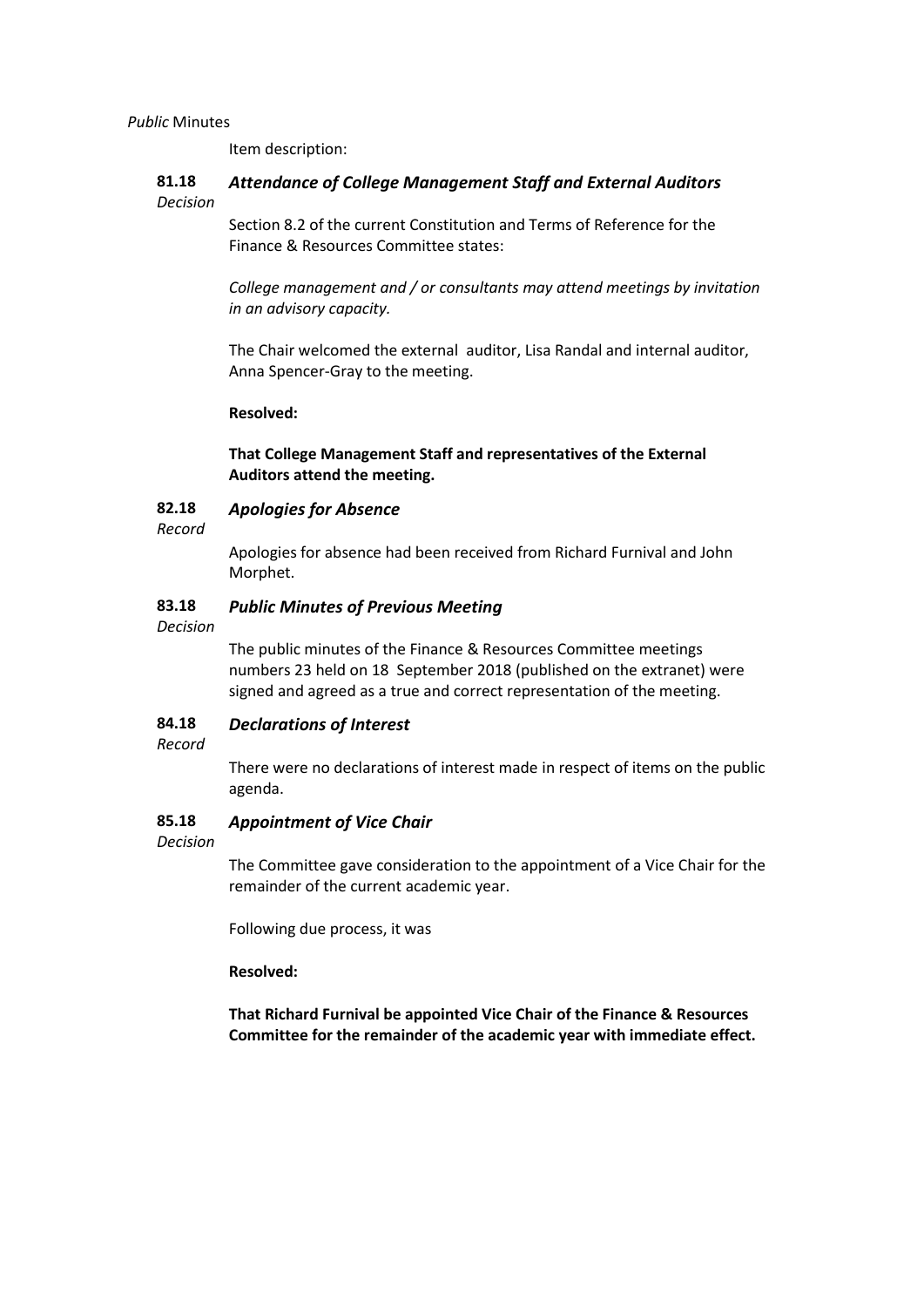*Public* Minutes

Item description:

**81.18** ***Attendance of College Management Staff and External Auditors***
*Decision*

Section 8.2 of the current Constitution and Terms of Reference for the Finance & Resources Committee states:

*College management and / or consultants may attend meetings by invitation in an advisory capacity.*

The Chair welcomed the external auditor, Lisa Randal and internal auditor, Anna Spencer-Gray to the meeting.

**Resolved:**

**That College Management Staff and representatives of the External Auditors attend the meeting.**

**82.18** ***Apologies for Absence***
*Record*

Apologies for absence had been received from Richard Furnival and John Morphet.

**83.18** ***Public Minutes of Previous Meeting***
*Decision*

The public minutes of the Finance & Resources Committee meetings numbers 23 held on 18 September 2018 (published on the extranet) were signed and agreed as a true and correct representation of the meeting.

**84.18** ***Declarations of Interest***
*Record*

There were no declarations of interest made in respect of items on the public agenda.

**85.18** ***Appointment of Vice Chair***
*Decision*

The Committee gave consideration to the appointment of a Vice Chair for the remainder of the current academic year.

Following due process, it was

**Resolved:**

**That Richard Furnival be appointed Vice Chair of the Finance & Resources Committee for the remainder of the academic year with immediate effect.**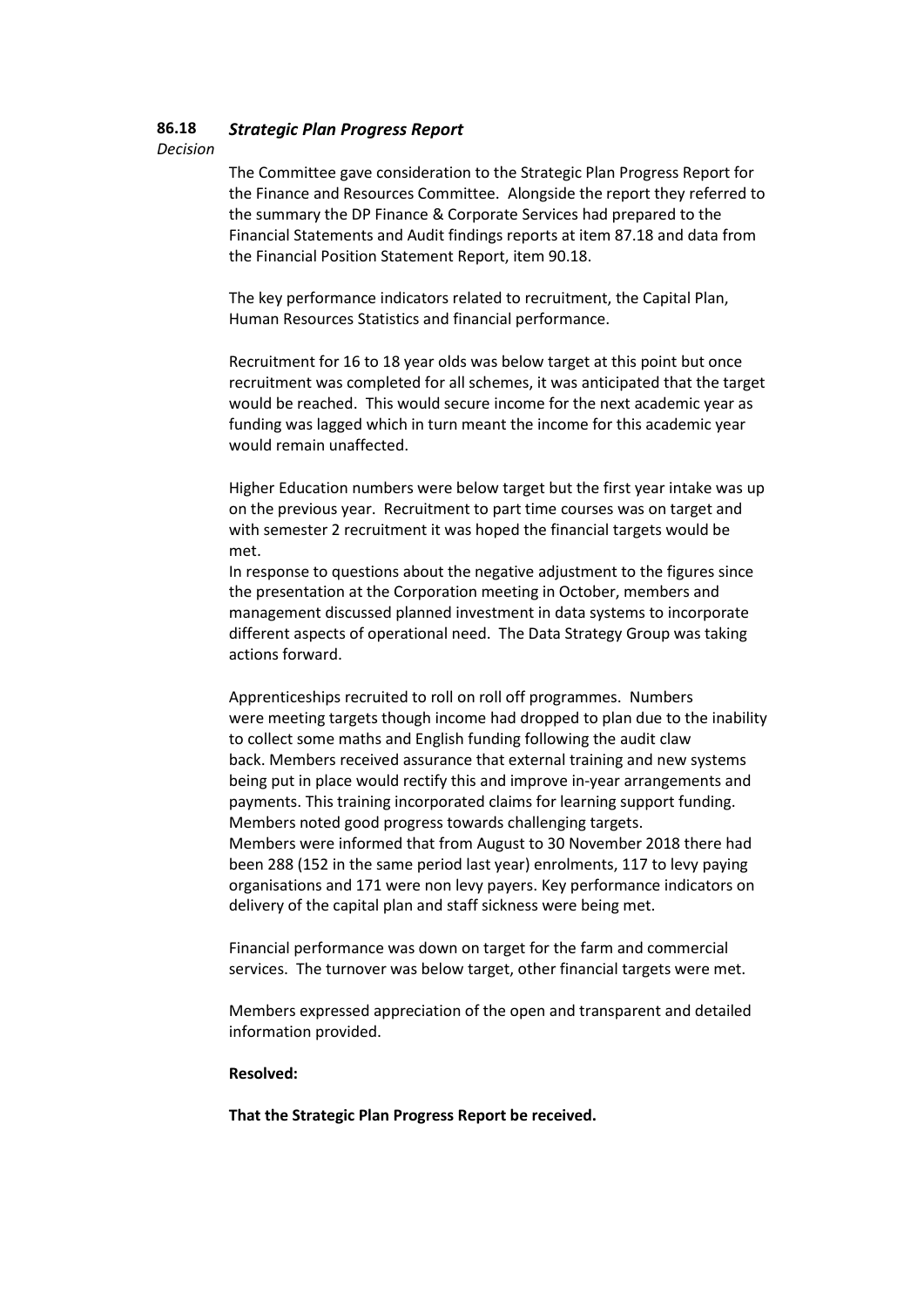**86.18** ***Strategic Plan Progress Report***

*Decision*

The Committee gave consideration to the Strategic Plan Progress Report for the Finance and Resources Committee. Alongside the report they referred to the summary the DP Finance & Corporate Services had prepared to the Financial Statements and Audit findings reports at item 87.18 and data from the Financial Position Statement Report, item 90.18.

The key performance indicators related to recruitment, the Capital Plan, Human Resources Statistics and financial performance.

Recruitment for 16 to 18 year olds was below target at this point but once recruitment was completed for all schemes, it was anticipated that the target would be reached. This would secure income for the next academic year as funding was lagged which in turn meant the income for this academic year would remain unaffected.

Higher Education numbers were below target but the first year intake was up on the previous year. Recruitment to part time courses was on target and with semester 2 recruitment it was hoped the financial targets would be met.
In response to questions about the negative adjustment to the figures since the presentation at the Corporation meeting in October, members and management discussed planned investment in data systems to incorporate different aspects of operational need. The Data Strategy Group was taking actions forward.

Apprenticeships recruited to roll on roll off programmes. Numbers were meeting targets though income had dropped to plan due to the inability to collect some maths and English funding following the audit claw back. Members received assurance that external training and new systems being put in place would rectify this and improve in-year arrangements and payments. This training incorporated claims for learning support funding. Members noted good progress towards challenging targets.
Members were informed that from August to 30 November 2018 there had been 288 (152 in the same period last year) enrolments, 117 to levy paying organisations and 171 were non levy payers. Key performance indicators on delivery of the capital plan and staff sickness were being met.

Financial performance was down on target for the farm and commercial services. The turnover was below target, other financial targets were met.

Members expressed appreciation of the open and transparent and detailed information provided.

**Resolved:**

**That the Strategic Plan Progress Report be received.**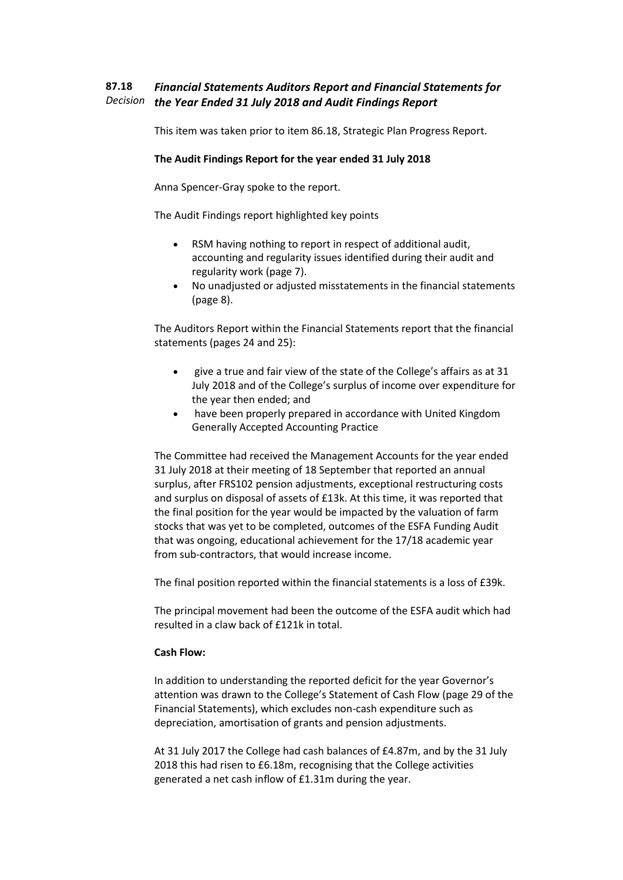**87.18** *Decision* ***Financial Statements Auditors Report and Financial Statements for the Year Ended 31 July 2018 and Audit Findings Report***

This item was taken prior to item 86.18, Strategic Plan Progress Report.

**The Audit Findings Report for the year ended 31 July 2018**

Anna Spencer-Gray spoke to the report.

The Audit Findings report highlighted key points

- RSM having nothing to report in respect of additional audit, accounting and regularity issues identified during their audit and regularity work (page 7).
- No unadjusted or adjusted misstatements in the financial statements (page 8).

The Auditors Report within the Financial Statements report that the financial statements (pages 24 and 25):

- give a true and fair view of the state of the College's affairs as at 31 July 2018 and of the College's surplus of income over expenditure for the year then ended; and
- have been properly prepared in accordance with United Kingdom Generally Accepted Accounting Practice

The Committee had received the Management Accounts for the year ended 31 July 2018 at their meeting of 18 September that reported an annual surplus, after FRS102 pension adjustments, exceptional restructuring costs and surplus on disposal of assets of £13k. At this time, it was reported that the final position for the year would be impacted by the valuation of farm stocks that was yet to be completed, outcomes of the ESFA Funding Audit that was ongoing, educational achievement for the 17/18 academic year from sub-contractors, that would increase income.

The final position reported within the financial statements is a loss of £39k.

The principal movement had been the outcome of the ESFA audit which had resulted in a claw back of £121k in total.

**Cash Flow:**

In addition to understanding the reported deficit for the year Governor's attention was drawn to the College's Statement of Cash Flow (page 29 of the Financial Statements), which excludes non-cash expenditure such as depreciation, amortisation of grants and pension adjustments.

At 31 July 2017 the College had cash balances of £4.87m, and by the 31 July 2018 this had risen to £6.18m, recognising that the College activities generated a net cash inflow of £1.31m during the year.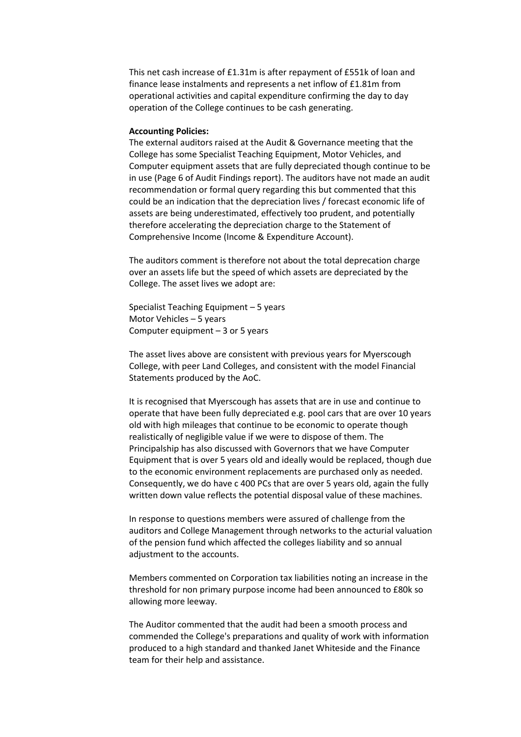This net cash increase of £1.31m is after repayment of £551k of loan and finance lease instalments and represents a net inflow of £1.81m from operational activities and capital expenditure confirming the day to day operation of the College continues to be cash generating.

**Accounting Policies:**
The external auditors raised at the Audit & Governance meeting that the College has some Specialist Teaching Equipment, Motor Vehicles, and Computer equipment assets that are fully depreciated though continue to be in use (Page 6 of Audit Findings report). The auditors have not made an audit recommendation or formal query regarding this but commented that this could be an indication that the depreciation lives / forecast economic life of assets are being underestimated, effectively too prudent, and potentially therefore accelerating the depreciation charge to the Statement of Comprehensive Income (Income & Expenditure Account).

The auditors comment is therefore not about the total deprecation charge over an assets life but the speed of which assets are depreciated by the College. The asset lives we adopt are:

Specialist Teaching Equipment – 5 years
Motor Vehicles – 5 years
Computer equipment – 3 or 5 years

The asset lives above are consistent with previous years for Myerscough College, with peer Land Colleges, and consistent with the model Financial Statements produced by the AoC.

It is recognised that Myerscough has assets that are in use and continue to operate that have been fully depreciated e.g. pool cars that are over 10 years old with high mileages that continue to be economic to operate though realistically of negligible value if we were to dispose of them. The Principalship has also discussed with Governors that we have Computer Equipment that is over 5 years old and ideally would be replaced, though due to the economic environment replacements are purchased only as needed. Consequently, we do have c 400 PCs that are over 5 years old, again the fully written down value reflects the potential disposal value of these machines.

In response to questions members were assured of challenge from the auditors and College Management through networks to the acturial valuation of the pension fund which affected the colleges liability and so annual adjustment to the accounts.

Members commented on Corporation tax liabilities noting an increase in the threshold for non primary purpose income had been announced to £80k so allowing more leeway.

The Auditor commented that the audit had been a smooth process and commended the College's preparations and quality of work with information produced to a high standard and thanked Janet Whiteside and the Finance team for their help and assistance.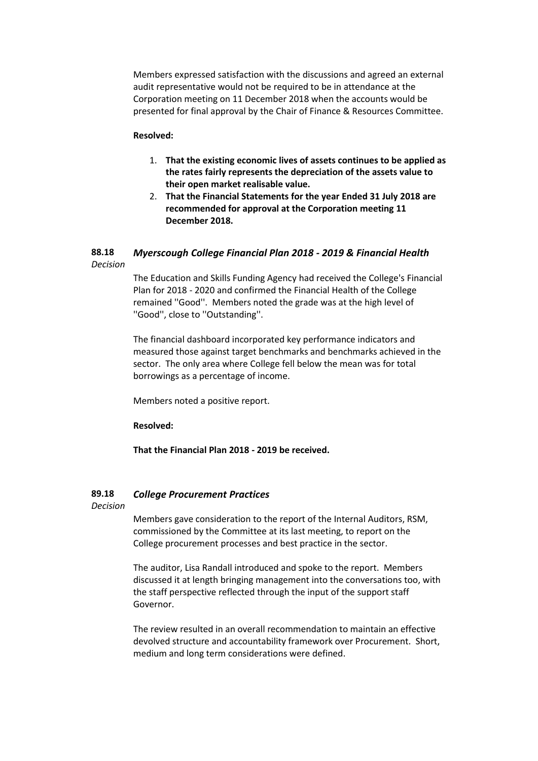Members expressed satisfaction with the discussions and agreed an external audit representative would not be required to be in attendance at the Corporation meeting on 11 December 2018 when the accounts would be presented for final approval by the Chair of Finance & Resources Committee.

**Resolved:**

1. **That the existing economic lives of assets continues to be applied as the rates fairly represents the depreciation of the assets value to their open market realisable value.**
2. **That the Financial Statements for the year Ended 31 July 2018 are recommended for approval at the Corporation meeting 11 December 2018.**

**88.18** ***Myerscough College Financial Plan 2018 - 2019 & Financial Health***
*Decision*

The Education and Skills Funding Agency had received the College's Financial Plan for 2018 - 2020 and confirmed the Financial Health of the College remained ''Good''. Members noted the grade was at the high level of ''Good'', close to ''Outstanding''.

The financial dashboard incorporated key performance indicators and measured those against target benchmarks and benchmarks achieved in the sector. The only area where College fell below the mean was for total borrowings as a percentage of income.

Members noted a positive report.

**Resolved:**

**That the Financial Plan 2018 - 2019 be received.**

**89.18** ***College Procurement Practices***
*Decision*

Members gave consideration to the report of the Internal Auditors, RSM, commissioned by the Committee at its last meeting, to report on the College procurement processes and best practice in the sector.

The auditor, Lisa Randall introduced and spoke to the report. Members discussed it at length bringing management into the conversations too, with the staff perspective reflected through the input of the support staff Governor.

The review resulted in an overall recommendation to maintain an effective devolved structure and accountability framework over Procurement. Short, medium and long term considerations were defined.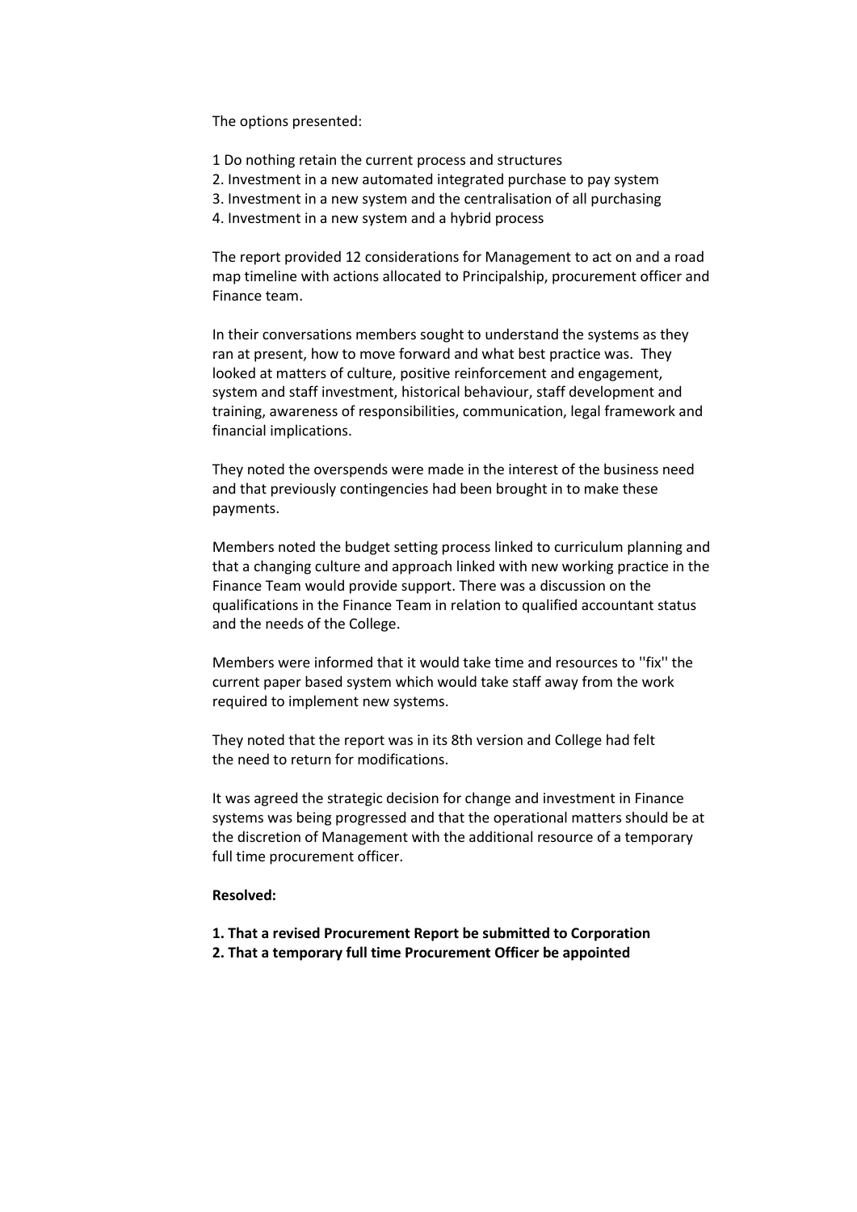The options presented:

1 Do nothing retain the current process and structures
2. Investment in a new automated integrated purchase to pay system
3. Investment in a new system and the centralisation of all purchasing
4. Investment in a new system and a hybrid process

The report provided 12 considerations for Management to act on and a road map timeline with actions allocated to Principalship, procurement officer and Finance team.

In their conversations members sought to understand the systems as they ran at present, how to move forward and what best practice was. They looked at matters of culture, positive reinforcement and engagement, system and staff investment, historical behaviour, staff development and training, awareness of responsibilities, communication, legal framework and financial implications.

They noted the overspends were made in the interest of the business need and that previously contingencies had been brought in to make these payments.

Members noted the budget setting process linked to curriculum planning and that a changing culture and approach linked with new working practice in the Finance Team would provide support. There was a discussion on the qualifications in the Finance Team in relation to qualified accountant status and the needs of the College.

Members were informed that it would take time and resources to ''fix'' the current paper based system which would take staff away from the work required to implement new systems.

They noted that the report was in its 8th version and College had felt the need to return for modifications.

It was agreed the strategic decision for change and investment in Finance systems was being progressed and that the operational matters should be at the discretion of Management with the additional resource of a temporary full time procurement officer.

**Resolved:**

**1. That a revised Procurement Report be submitted to Corporation**
**2. That a temporary full time Procurement Officer be appointed**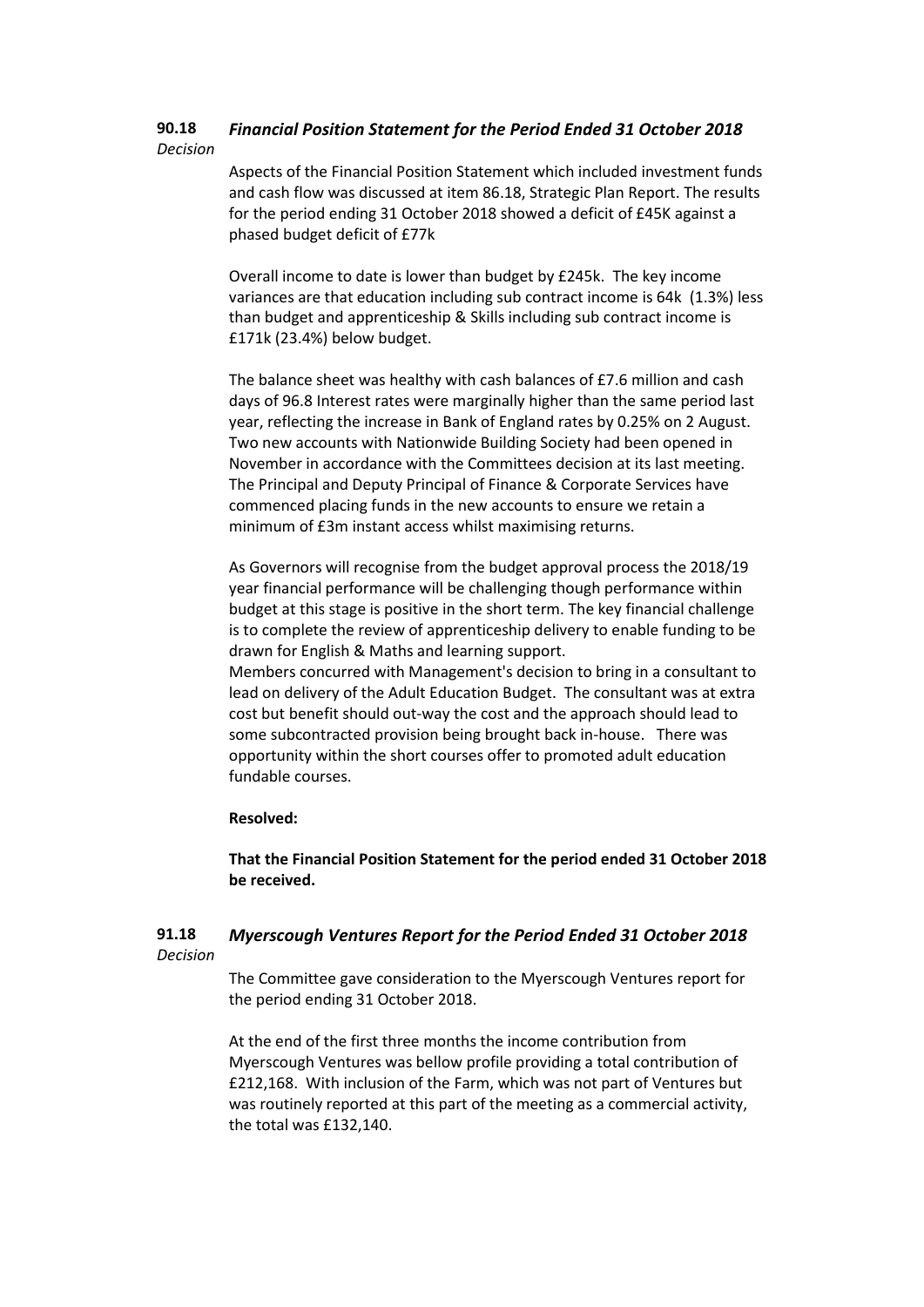**90.18** *Decision*

### *Financial Position Statement for the Period Ended 31 October 2018*

Aspects of the Financial Position Statement which included investment funds and cash flow was discussed at item 86.18, Strategic Plan Report. The results for the period ending 31 October 2018 showed a deficit of £45K against a phased budget deficit of £77k

Overall income to date is lower than budget by £245k. The key income variances are that education including sub contract income is 64k (1.3%) less than budget and apprenticeship & Skills including sub contract income is £171k (23.4%) below budget.

The balance sheet was healthy with cash balances of £7.6 million and cash days of 96.8 Interest rates were marginally higher than the same period last year, reflecting the increase in Bank of England rates by 0.25% on 2 August. Two new accounts with Nationwide Building Society had been opened in November in accordance with the Committees decision at its last meeting. The Principal and Deputy Principal of Finance & Corporate Services have commenced placing funds in the new accounts to ensure we retain a minimum of £3m instant access whilst maximising returns.

As Governors will recognise from the budget approval process the 2018/19 year financial performance will be challenging though performance within budget at this stage is positive in the short term. The key financial challenge is to complete the review of apprenticeship delivery to enable funding to be drawn for English & Maths and learning support.
Members concurred with Management's decision to bring in a consultant to lead on delivery of the Adult Education Budget. The consultant was at extra cost but benefit should out-way the cost and the approach should lead to some subcontracted provision being brought back in-house. There was opportunity within the short courses offer to promoted adult education fundable courses.

**Resolved:**

**That the Financial Position Statement for the period ended 31 October 2018 be received.**

**91.18** *Decision*

### *Myerscough Ventures Report for the Period Ended 31 October 2018*

The Committee gave consideration to the Myerscough Ventures report for the period ending 31 October 2018.

At the end of the first three months the income contribution from Myerscough Ventures was bellow profile providing a total contribution of £212,168. With inclusion of the Farm, which was not part of Ventures but was routinely reported at this part of the meeting as a commercial activity, the total was £132,140.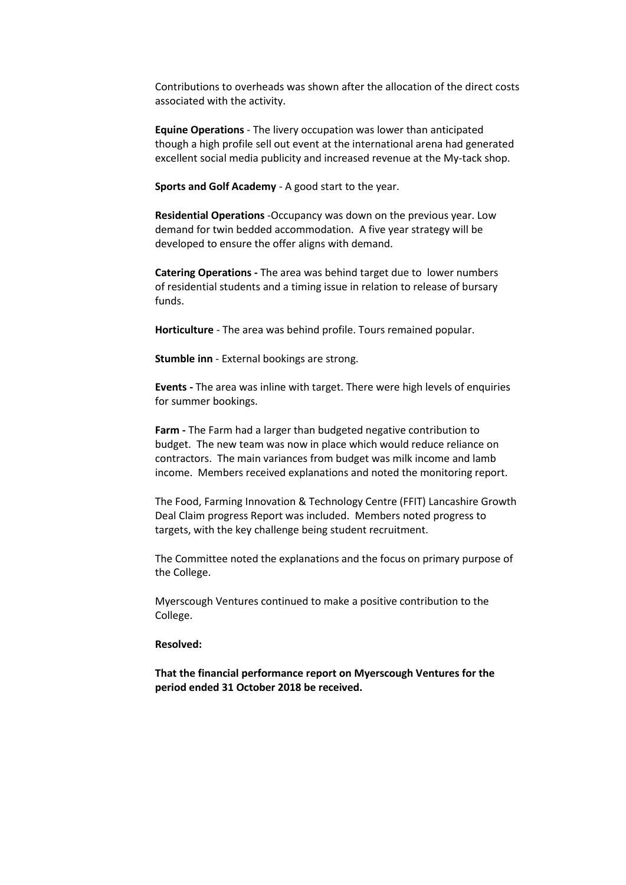Contributions to overheads was shown after the allocation of the direct costs associated with the activity.

**Equine Operations** - The livery occupation was lower than anticipated though a high profile sell out event at the international arena had generated excellent social media publicity and increased revenue at the My-tack shop.

**Sports and Golf Academy** - A good start to the year.

**Residential Operations** -Occupancy was down on the previous year. Low demand for twin bedded accommodation. A five year strategy will be developed to ensure the offer aligns with demand.

**Catering Operations -** The area was behind target due to lower numbers of residential students and a timing issue in relation to release of bursary funds.

**Horticulture** - The area was behind profile. Tours remained popular.

**Stumble inn** - External bookings are strong.

**Events -** The area was inline with target. There were high levels of enquiries for summer bookings.

**Farm -** The Farm had a larger than budgeted negative contribution to budget. The new team was now in place which would reduce reliance on contractors. The main variances from budget was milk income and lamb income. Members received explanations and noted the monitoring report.

The Food, Farming Innovation & Technology Centre (FFIT) Lancashire Growth Deal Claim progress Report was included. Members noted progress to targets, with the key challenge being student recruitment.

The Committee noted the explanations and the focus on primary purpose of the College.

Myerscough Ventures continued to make a positive contribution to the College.

**Resolved:**

**That the financial performance report on Myerscough Ventures for the period ended 31 October 2018 be received.**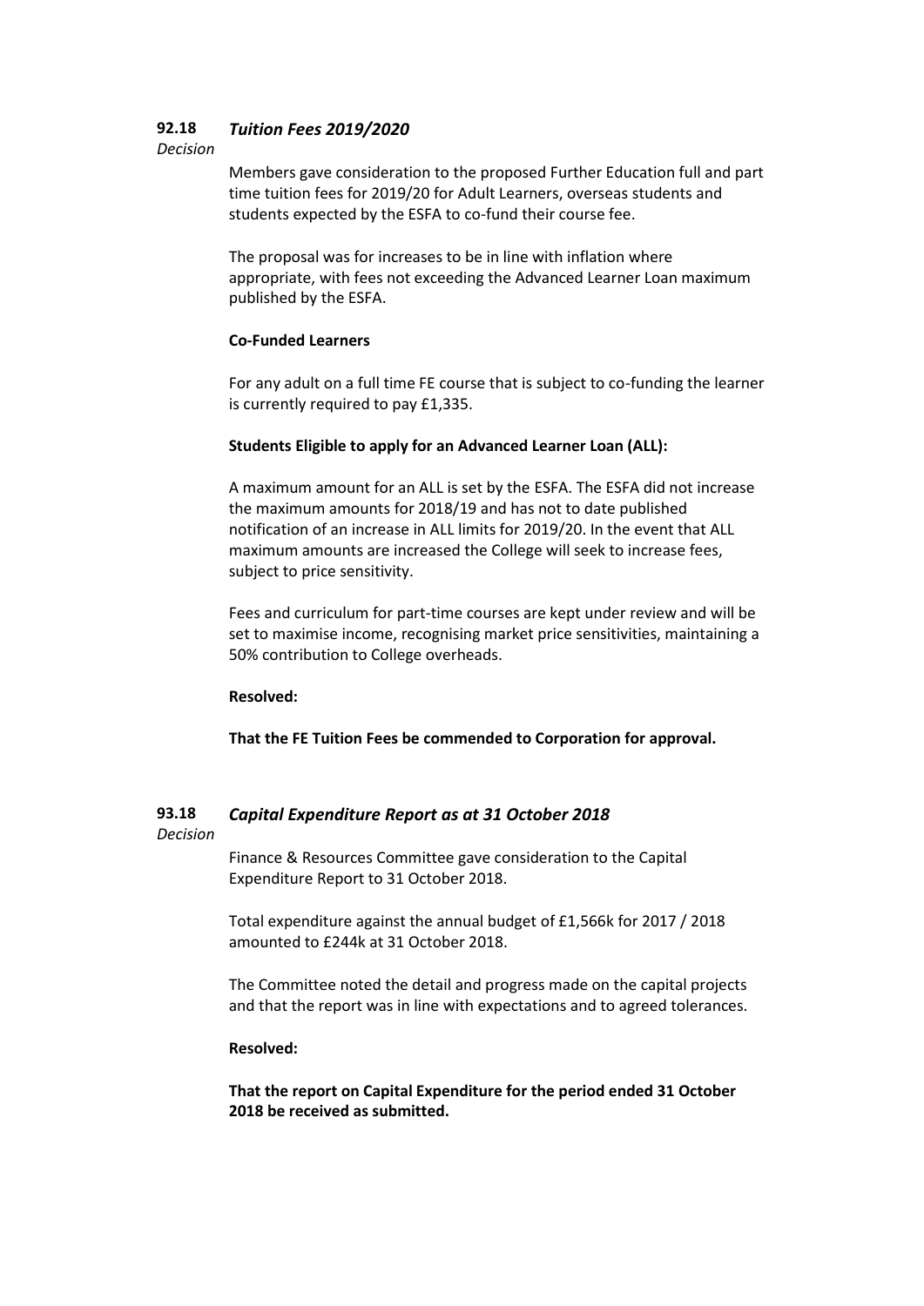**92.18** ***Tuition Fees 2019/2020***

*Decision*

Members gave consideration to the proposed Further Education full and part time tuition fees for 2019/20 for Adult Learners, overseas students and students expected by the ESFA to co-fund their course fee.

The proposal was for increases to be in line with inflation where appropriate, with fees not exceeding the Advanced Learner Loan maximum published by the ESFA.

**Co-Funded Learners**

For any adult on a full time FE course that is subject to co-funding the learner is currently required to pay £1,335.

**Students Eligible to apply for an Advanced Learner Loan (ALL):**

A maximum amount for an ALL is set by the ESFA. The ESFA did not increase the maximum amounts for 2018/19 and has not to date published notification of an increase in ALL limits for 2019/20. In the event that ALL maximum amounts are increased the College will seek to increase fees, subject to price sensitivity.

Fees and curriculum for part-time courses are kept under review and will be set to maximise income, recognising market price sensitivities, maintaining a 50% contribution to College overheads.

**Resolved:**

**That the FE Tuition Fees be commended to Corporation for approval.**

**93.18** ***Capital Expenditure Report as at 31 October 2018***

*Decision*

Finance & Resources Committee gave consideration to the Capital Expenditure Report to 31 October 2018.

Total expenditure against the annual budget of £1,566k for 2017 / 2018 amounted to £244k at 31 October 2018.

The Committee noted the detail and progress made on the capital projects and that the report was in line with expectations and to agreed tolerances.

**Resolved:**

**That the report on Capital Expenditure for the period ended 31 October 2018 be received as submitted.**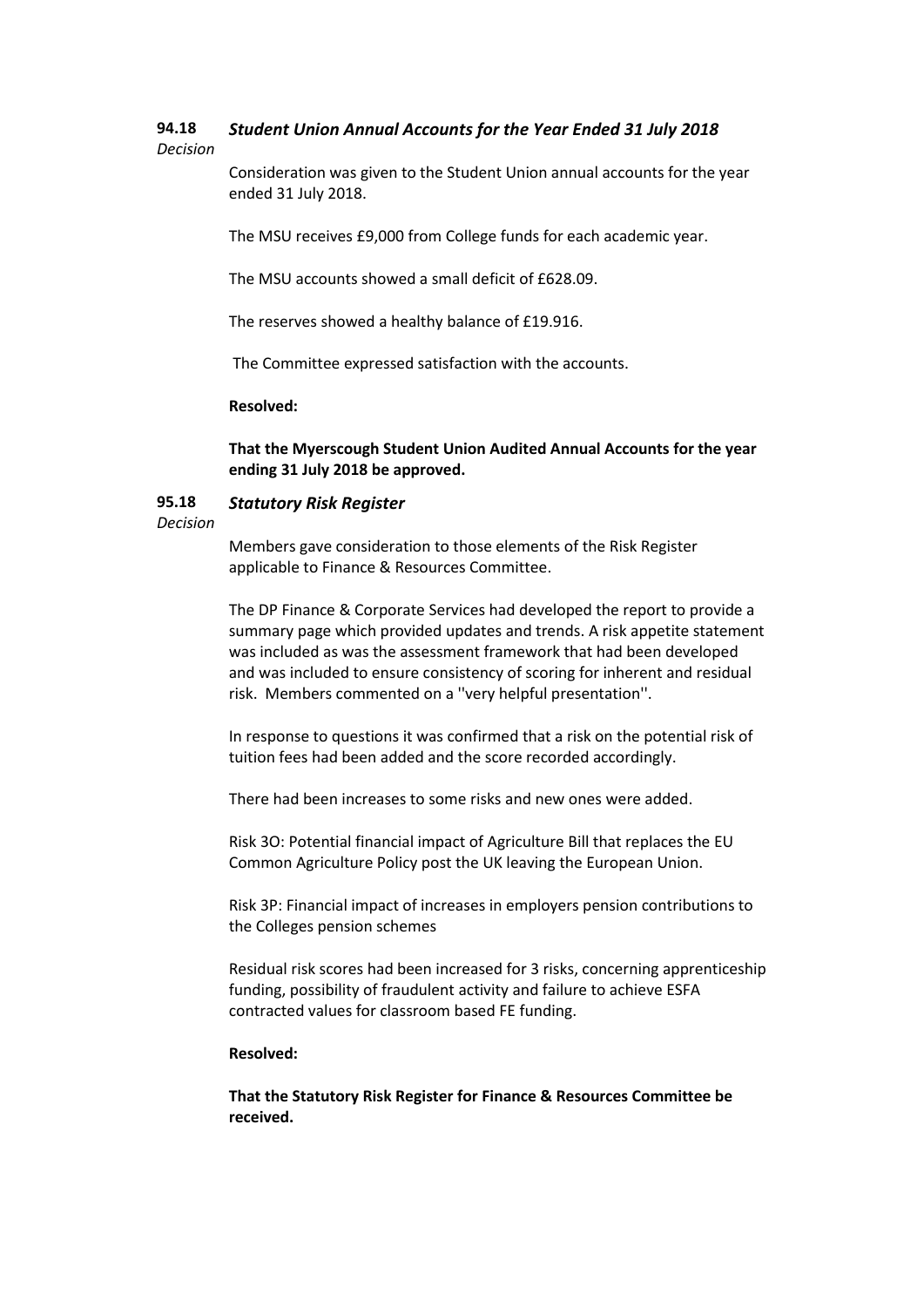**94.18** ***Student Union Annual Accounts for the Year Ended 31 July 2018***
*Decision*

Consideration was given to the Student Union annual accounts for the year ended 31 July 2018.

The MSU receives £9,000 from College funds for each academic year.

The MSU accounts showed a small deficit of £628.09.

The reserves showed a healthy balance of £19.916.

The Committee expressed satisfaction with the accounts.

**Resolved:**

**That the Myerscough Student Union Audited Annual Accounts for the year ending 31 July 2018 be approved.**

**95.18** ***Statutory Risk Register***
*Decision*

Members gave consideration to those elements of the Risk Register applicable to Finance & Resources Committee.

The DP Finance & Corporate Services had developed the report to provide a summary page which provided updates and trends. A risk appetite statement was included as was the assessment framework that had been developed and was included to ensure consistency of scoring for inherent and residual risk. Members commented on a ''very helpful presentation''.

In response to questions it was confirmed that a risk on the potential risk of tuition fees had been added and the score recorded accordingly.

There had been increases to some risks and new ones were added.

Risk 3O: Potential financial impact of Agriculture Bill that replaces the EU Common Agriculture Policy post the UK leaving the European Union.

Risk 3P: Financial impact of increases in employers pension contributions to the Colleges pension schemes

Residual risk scores had been increased for 3 risks, concerning apprenticeship funding, possibility of fraudulent activity and failure to achieve ESFA contracted values for classroom based FE funding.

**Resolved:**

**That the Statutory Risk Register for Finance & Resources Committee be received.**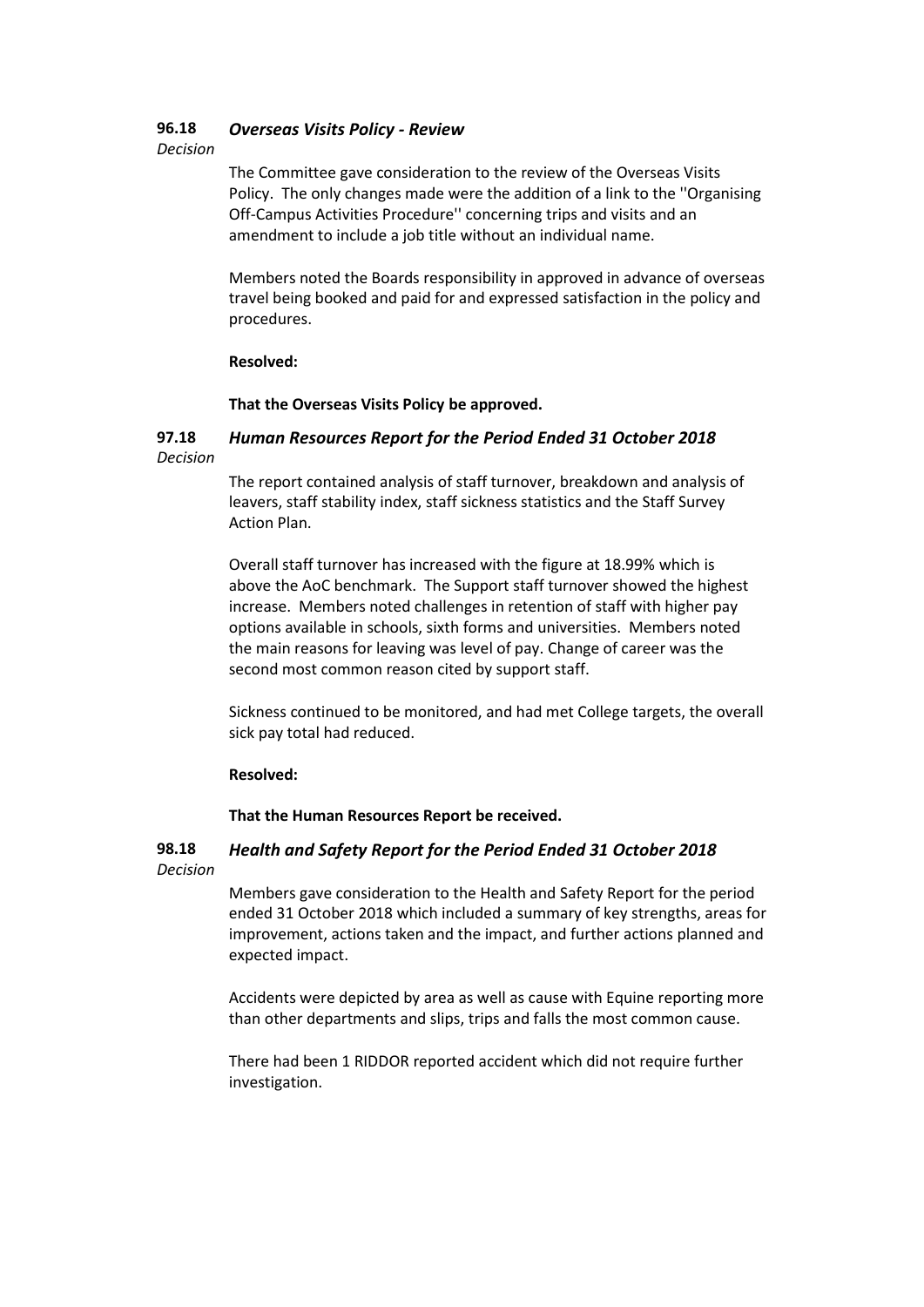**96.18** ***Overseas Visits Policy - Review***
*Decision*

The Committee gave consideration to the review of the Overseas Visits Policy. The only changes made were the addition of a link to the ''Organising Off-Campus Activities Procedure'' concerning trips and visits and an amendment to include a job title without an individual name.

Members noted the Boards responsibility in approved in advance of overseas travel being booked and paid for and expressed satisfaction in the policy and procedures.

**Resolved:**

**That the Overseas Visits Policy be approved.**

**97.18** ***Human Resources Report for the Period Ended 31 October 2018***
*Decision*

The report contained analysis of staff turnover, breakdown and analysis of leavers, staff stability index, staff sickness statistics and the Staff Survey Action Plan.

Overall staff turnover has increased with the figure at 18.99% which is above the AoC benchmark. The Support staff turnover showed the highest increase. Members noted challenges in retention of staff with higher pay options available in schools, sixth forms and universities. Members noted the main reasons for leaving was level of pay. Change of career was the second most common reason cited by support staff.

Sickness continued to be monitored, and had met College targets, the overall sick pay total had reduced.

**Resolved:**

**That the Human Resources Report be received.**

**98.18** ***Health and Safety Report for the Period Ended 31 October 2018***
*Decision*

Members gave consideration to the Health and Safety Report for the period ended 31 October 2018 which included a summary of key strengths, areas for improvement, actions taken and the impact, and further actions planned and expected impact.

Accidents were depicted by area as well as cause with Equine reporting more than other departments and slips, trips and falls the most common cause.

There had been 1 RIDDOR reported accident which did not require further investigation.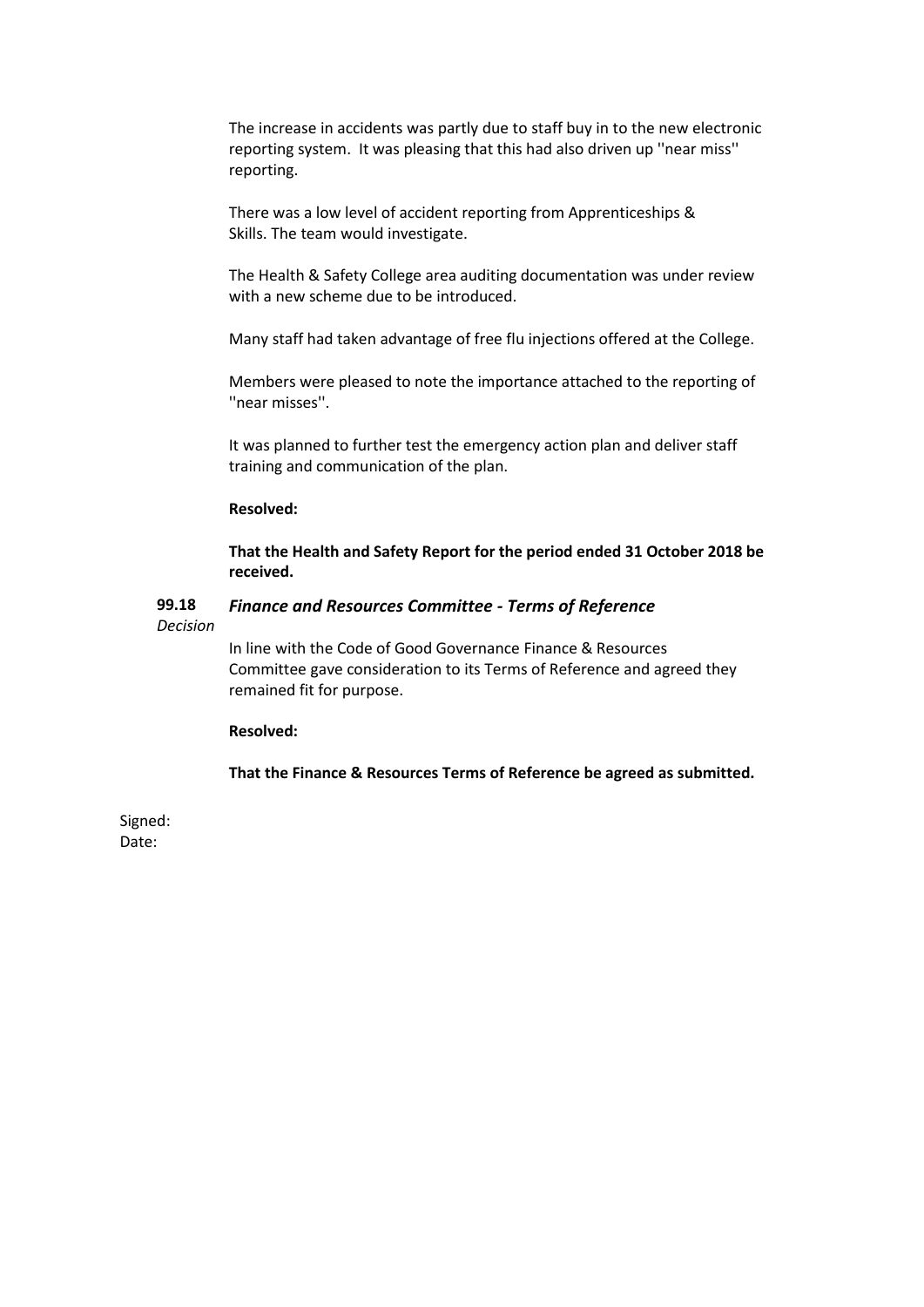The increase in accidents was partly due to staff buy in to the new electronic reporting system. It was pleasing that this had also driven up ''near miss'' reporting.

There was a low level of accident reporting from Apprenticeships & Skills. The team would investigate.

The Health & Safety College area auditing documentation was under review with a new scheme due to be introduced.

Many staff had taken advantage of free flu injections offered at the College.

Members were pleased to note the importance attached to the reporting of ''near misses''.

It was planned to further test the emergency action plan and deliver staff training and communication of the plan.

**Resolved:**

**That the Health and Safety Report for the period ended 31 October 2018 be received.**

**99.18** ***Finance and Resources Committee - Terms of Reference***

*Decision*

In line with the Code of Good Governance Finance & Resources Committee gave consideration to its Terms of Reference and agreed they remained fit for purpose.

**Resolved:**

**That the Finance & Resources Terms of Reference be agreed as submitted.**

Signed:

Date: